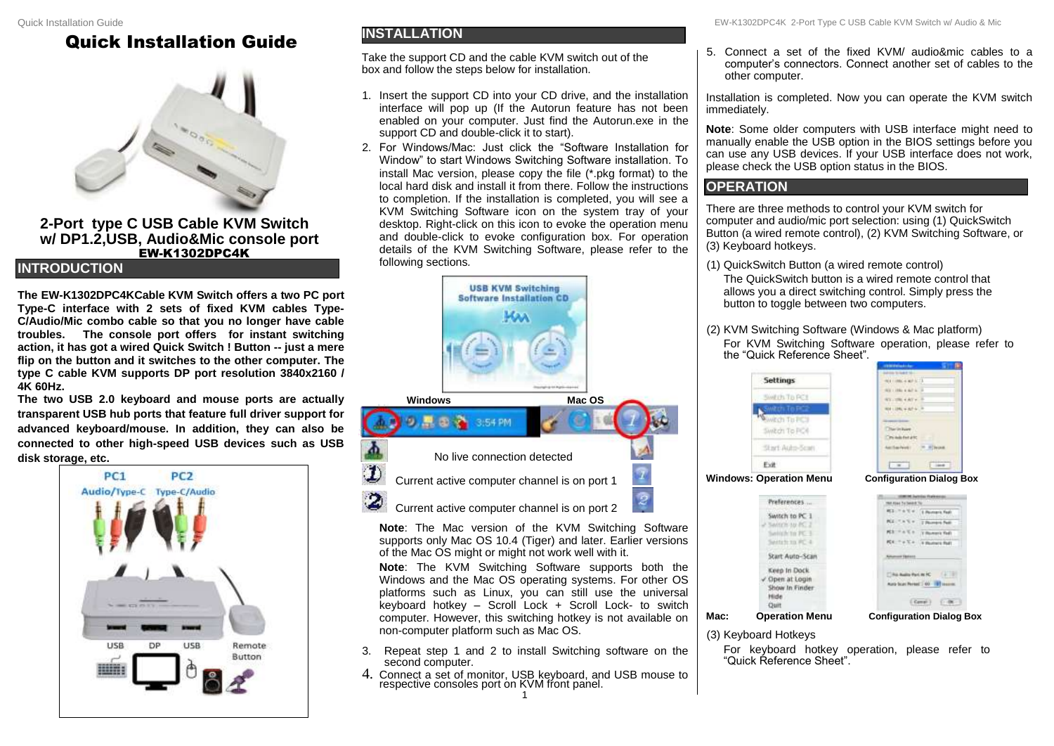# Quick Installation Guide

## 2-Port type C USB Cable KVM Switch w/ DP1.2,USB, Audio&Mic console port

**EW-K1302DPC4K**

## INTRODUCTION

**The EW-K1302DPC4KCable KVM Switch offers a two PC port Type-C interface with 2 sets of fixed KVM cables Type-C/Audio/Mic combo cable so that you no longer have cable troubles. The console port offers for instant switching action, it has got a wired Quick Switch ! Button -- just a mere flip on the button and it switches to the other computer. The type C cable KVM supports DP port resolution 3840x2160 / 4K 60Hz.**

**The two USB 2.0 keyboard and mouse ports are actually transparent USB hub ports that feature full driver support for advanced keyboard/mouse. In addition, they can also be connected to other high-speed USB devices such as USB disk storage, etc.**

PC1 Audio/Type-C PC2 Type-C/Audio

USB DP USB Remote Button

## INSTALLATION

Take the support CD and the cable KVM switch out of the box and follow the steps below for installation.

1. Insert the support CD into your CD drive, and the installation interface will pop up (If the Autorun feature has not been enabled on your computer. Just find the Autorun.exe in the support CD and double-click it to start).
2. For Windows/Mac: Just click the "Software Installation for Window" to start Windows Switching Software installation. To install Mac version, please copy the file (*.pkg format) to the local hard disk and install it from there. Follow the instructions to completion. If the installation is completed, you will see a KVM Switching Software icon on the system tray of your desktop. Right-click on this icon to evoke the operation menu and double-click to evoke configuration box. For operation details of the KVM Switching Software, please refer to the following sections.

USB KVM Switching Software Installation CD

Windows | Mac OS

No live connection detected

Current active computer channel is on port 1

Current active computer channel is on port 2

**Note**: The Mac version of the KVM Switching Software supports only Mac OS 10.4 (Tiger) and later. Earlier versions of the Mac OS might or might not work well with it.

**Note**: The KVM Switching Software supports both the Windows and the Mac OS operating systems. For other OS platforms such as Linux, you can still use the universal keyboard hotkey – Scroll Lock + Scroll Lock- to switch computer. However, this switching hotkey is not available on non-computer platform such as Mac OS.

3. Repeat step 1 and 2 to install Switching software on the second computer.
4. Connect a set of monitor, USB keyboard, and USB mouse to respective consoles port on KVM front panel.
5. Connect a set of the fixed KVM/ audio&mic cables to a computer's connectors. Connect another set of cables to the other computer.

Installation is completed. Now you can operate the KVM switch immediately.

**Note**: Some older computers with USB interface might need to manually enable the USB option in the BIOS settings before you can use any USB devices. If your USB interface does not work, please check the USB option status in the BIOS.

## OPERATION

There are three methods to control your KVM switch for computer and audio/mic port selection: using (1) QuickSwitch Button (a wired remote control), (2) KVM Switching Software, or (3) Keyboard hotkeys.

(1) QuickSwitch Button (a wired remote control)

The QuickSwitch button is a wired remote control that allows you a direct switching control. Simply press the button to toggle between two computers.

(2) KVM Switching Software (Windows & Mac platform)

For KVM Switching Software operation, please refer to the "Quick Reference Sheet".

**Windows: Operation Menu** | **Configuration Dialog Box**

**Mac: Operation Menu** | **Configuration Dialog Box**

(3) Keyboard Hotkeys

For keyboard hotkey operation, please refer to "Quick Reference Sheet".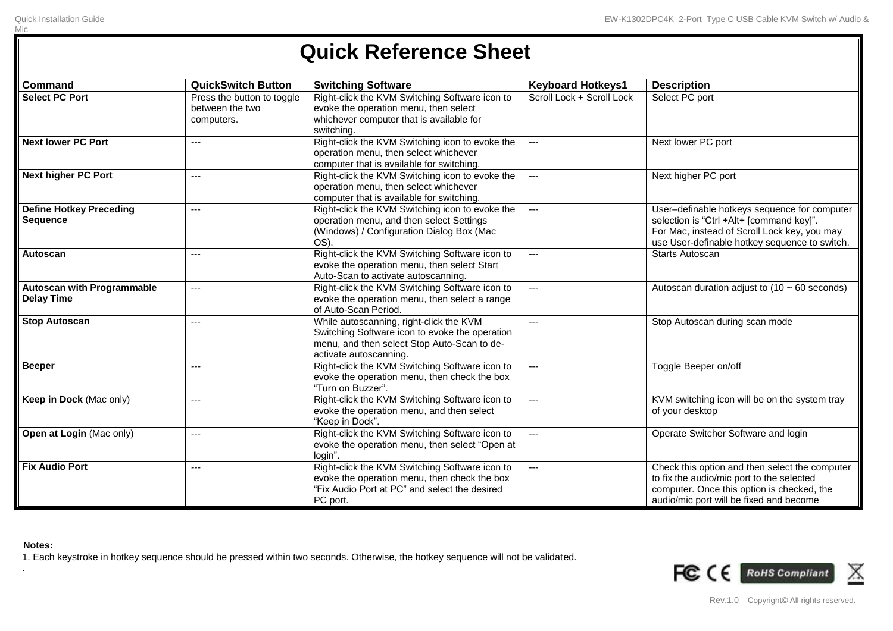# Quick Reference Sheet

| Command | QuickSwitch Button | Switching Software | Keyboard Hotkeys1 | Description |
|---|---|---|---|---|
| **Select PC Port** | Press the button to toggle between the two computers. | Right-click the KVM Switching Software icon to evoke the operation menu, then select whichever computer that is available for switching. | Scroll Lock + Scroll Lock | Select PC port |
| **Next lower PC Port** | --- | Right-click the KVM Switching icon to evoke the operation menu, then select whichever computer that is available for switching. | --- | Next lower PC port |
| **Next higher PC Port** | --- | Right-click the KVM Switching icon to evoke the operation menu, then select whichever computer that is available for switching. | --- | Next higher PC port |
| **Define Hotkey Preceding Sequence** | --- | Right-click the KVM Switching icon to evoke the operation menu, and then select Settings (Windows) / Configuration Dialog Box (Mac OS). | --- | User–definable hotkeys sequence for computer selection is "Ctrl +Alt+ [command key]". For Mac, instead of Scroll Lock key, you may use User-definable hotkey sequence to switch. |
| **Autoscan** | --- | Right-click the KVM Switching Software icon to evoke the operation menu, then select Start Auto-Scan to activate autoscanning. | --- | Starts Autoscan |
| **Autoscan with Programmable Delay Time** | --- | Right-click the KVM Switching Software icon to evoke the operation menu, then select a range of Auto-Scan Period. | --- | Autoscan duration adjust to (10 ~ 60 seconds) |
| **Stop Autoscan** | --- | While autoscanning, right-click the KVM Switching Software icon to evoke the operation menu, and then select Stop Auto-Scan to de-activate autoscanning. | --- | Stop Autoscan during scan mode |
| **Beeper** | --- | Right-click the KVM Switching Software icon to evoke the operation menu, then check the box "Turn on Buzzer". | --- | Toggle Beeper on/off |
| **Keep in Dock** (Mac only) | --- | Right-click the KVM Switching Software icon to evoke the operation menu, and then select "Keep in Dock". | --- | KVM switching icon will be on the system tray of your desktop |
| **Open at Login** (Mac only) | --- | Right-click the KVM Switching Software icon to evoke the operation menu, then select "Open at login". | --- | Operate Switcher Software and login |
| **Fix Audio Port** | --- | Right-click the KVM Switching Software icon to evoke the operation menu, then check the box "Fix Audio Port at PC" and select the desired PC port. | --- | Check this option and then select the computer to fix the audio/mic port to the selected computer. Once this option is checked, the audio/mic port will be fixed and become |

**Notes:**

1. Each keystroke in hotkey sequence should be pressed within two seconds. Otherwise, the hotkey sequence will not be validated.

Rev.1.0 Copyright© All rights reserved.